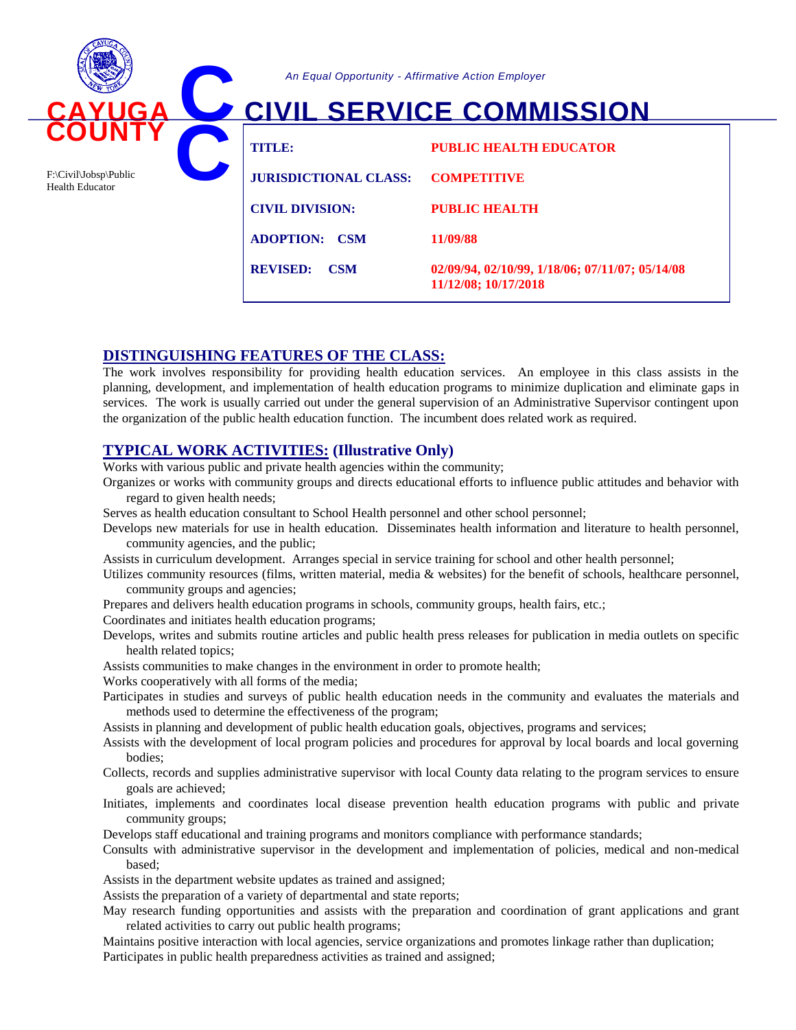CAYUGA COUNTY

*An Equal Opportunity - Affirmative Action Employer*

# CIVIL SERVICE COMMISSION

F:\Civil\Jobsp\Public Health Educator

| | |
|---|---|
| **TITLE:** | **PUBLIC HEALTH EDUCATOR** |
| **JURISDICTIONAL CLASS:** | **COMPETITIVE** |
| **CIVIL DIVISION:** | **PUBLIC HEALTH** |
| **ADOPTION: CSM** | **11/09/88** |
| **REVISED: CSM** | **02/09/94, 02/10/99, 1/18/06; 07/11/07; 05/14/08 11/12/08; 10/17/2018** |

## DISTINGUISHING FEATURES OF THE CLASS:

The work involves responsibility for providing health education services. An employee in this class assists in the planning, development, and implementation of health education programs to minimize duplication and eliminate gaps in services. The work is usually carried out under the general supervision of an Administrative Supervisor contingent upon the organization of the public health education function. The incumbent does related work as required.

## TYPICAL WORK ACTIVITIES: (Illustrative Only)

Works with various public and private health agencies within the community;
Organizes or works with community groups and directs educational efforts to influence public attitudes and behavior with regard to given health needs;
Serves as health education consultant to School Health personnel and other school personnel;
Develops new materials for use in health education. Disseminates health information and literature to health personnel, community agencies, and the public;
Assists in curriculum development. Arranges special in service training for school and other health personnel;
Utilizes community resources (films, written material, media & websites) for the benefit of schools, healthcare personnel, community groups and agencies;
Prepares and delivers health education programs in schools, community groups, health fairs, etc.;
Coordinates and initiates health education programs;
Develops, writes and submits routine articles and public health press releases for publication in media outlets on specific health related topics;
Assists communities to make changes in the environment in order to promote health;
Works cooperatively with all forms of the media;
Participates in studies and surveys of public health education needs in the community and evaluates the materials and methods used to determine the effectiveness of the program;
Assists in planning and development of public health education goals, objectives, programs and services;
Assists with the development of local program policies and procedures for approval by local boards and local governing bodies;
Collects, records and supplies administrative supervisor with local County data relating to the program services to ensure goals are achieved;
Initiates, implements and coordinates local disease prevention health education programs with public and private community groups;
Develops staff educational and training programs and monitors compliance with performance standards;
Consults with administrative supervisor in the development and implementation of policies, medical and non-medical based;
Assists in the department website updates as trained and assigned;
Assists the preparation of a variety of departmental and state reports;
May research funding opportunities and assists with the preparation and coordination of grant applications and grant related activities to carry out public health programs;
Maintains positive interaction with local agencies, service organizations and promotes linkage rather than duplication;
Participates in public health preparedness activities as trained and assigned;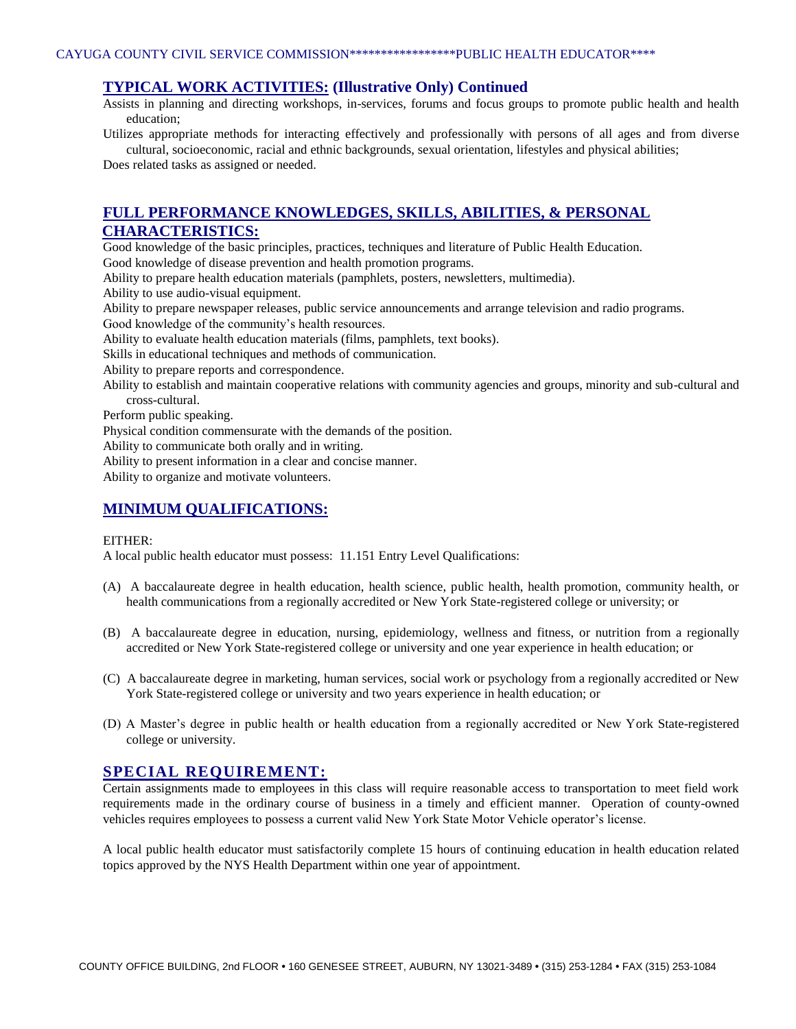## TYPICAL WORK ACTIVITIES: (Illustrative Only) Continued

Assists in planning and directing workshops, in-services, forums and focus groups to promote public health and health education;

Utilizes appropriate methods for interacting effectively and professionally with persons of all ages and from diverse cultural, socioeconomic, racial and ethnic backgrounds, sexual orientation, lifestyles and physical abilities;

Does related tasks as assigned or needed.

## FULL PERFORMANCE KNOWLEDGES, SKILLS, ABILITIES, & PERSONAL CHARACTERISTICS:

Good knowledge of the basic principles, practices, techniques and literature of Public Health Education.
Good knowledge of disease prevention and health promotion programs.
Ability to prepare health education materials (pamphlets, posters, newsletters, multimedia).
Ability to use audio-visual equipment.
Ability to prepare newspaper releases, public service announcements and arrange television and radio programs.
Good knowledge of the community's health resources.
Ability to evaluate health education materials (films, pamphlets, text books).
Skills in educational techniques and methods of communication.
Ability to prepare reports and correspondence.
Ability to establish and maintain cooperative relations with community agencies and groups, minority and sub-cultural and cross-cultural.
Perform public speaking.
Physical condition commensurate with the demands of the position.
Ability to communicate both orally and in writing.
Ability to present information in a clear and concise manner.
Ability to organize and motivate volunteers.

## MINIMUM QUALIFICATIONS:

EITHER:

A local public health educator must possess: 11.151 Entry Level Qualifications:

(A) A baccalaureate degree in health education, health science, public health, health promotion, community health, or health communications from a regionally accredited or New York State-registered college or university; or

(B) A baccalaureate degree in education, nursing, epidemiology, wellness and fitness, or nutrition from a regionally accredited or New York State-registered college or university and one year experience in health education; or

(C) A baccalaureate degree in marketing, human services, social work or psychology from a regionally accredited or New York State-registered college or university and two years experience in health education; or

(D) A Master's degree in public health or health education from a regionally accredited or New York State-registered college or university.

## SPECIAL REQUIREMENT:

Certain assignments made to employees in this class will require reasonable access to transportation to meet field work requirements made in the ordinary course of business in a timely and efficient manner. Operation of county-owned vehicles requires employees to possess a current valid New York State Motor Vehicle operator's license.

A local public health educator must satisfactorily complete 15 hours of continuing education in health education related topics approved by the NYS Health Department within one year of appointment.